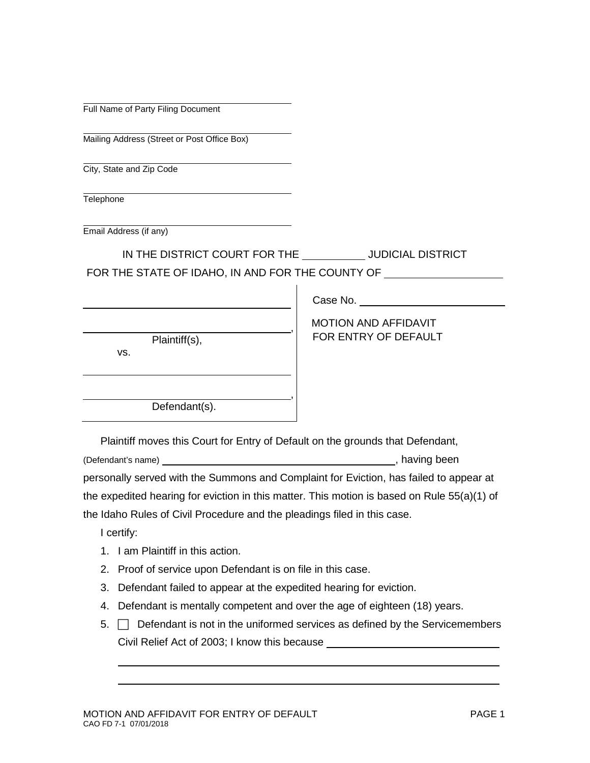______________________________
Full Name of Party Filing Document

______________________________
Mailing Address (Street or Post Office Box)

______________________________
City, State and Zip Code

______________________________
Telephone

______________________________
Email Address (if any)

IN THE DISTRICT COURT FOR THE __________ JUDICIAL DISTRICT

FOR THE STATE OF IDAHO, IN AND FOR THE COUNTY OF __________________

| | |
|---|---|
| ______________________________<br>______________________________,<br>Plaintiff(s),<br>vs.<br>______________________________<br>______________________________,<br>Defendant(s). | Case No. ____________________<br><br>MOTION AND AFFIDAVIT FOR ENTRY OF DEFAULT |

Plaintiff moves this Court for Entry of Default on the grounds that Defendant, (Defendant's name) ________________________________________, having been personally served with the Summons and Complaint for Eviction, has failed to appear at the expedited hearing for eviction in this matter. This motion is based on Rule 55(a)(1) of the Idaho Rules of Civil Procedure and the pleadings filed in this case.

I certify:

1. I am Plaintiff in this action.
2. Proof of service upon Defendant is on file in this case.
3. Defendant failed to appear at the expedited hearing for eviction.
4. Defendant is mentally competent and over the age of eighteen (18) years.
5. ☐ Defendant is not in the uniformed services as defined by the Servicemembers Civil Relief Act of 2003; I know this because ______________________________
   ____________________________________________________________
   ____________________________________________________________

CAO FD 7-1 07/01/2018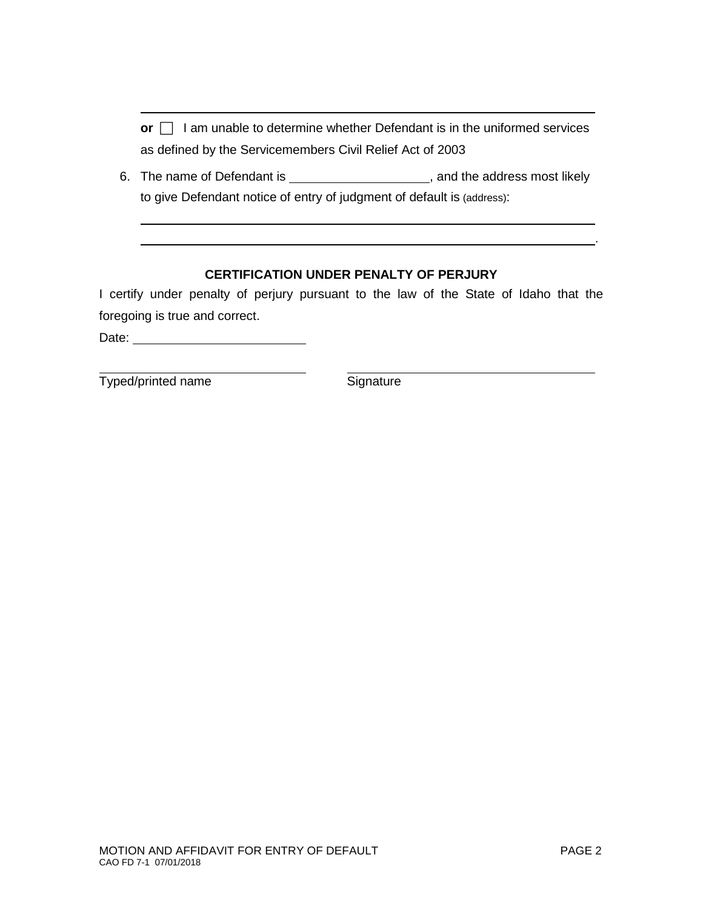______________________________________________________________________

**or** ☐ I am unable to determine whether Defendant is in the uniformed services as defined by the Servicemembers Civil Relief Act of 2003

6. The name of Defendant is ____________________, and the address most likely to give Defendant notice of entry of judgment of default is (address):

______________________________________________________________________

______________________________________________________________________.

**CERTIFICATION UNDER PENALTY OF PERJURY**

I certify under penalty of perjury pursuant to the law of the State of Idaho that the foregoing is true and correct.

Date: ________________________

________________________ ________________________

Typed/printed name Signature

MOTION AND AFFIDAVIT FOR ENTRY OF DEFAULT

CAO FD 7-1 07/01/2018